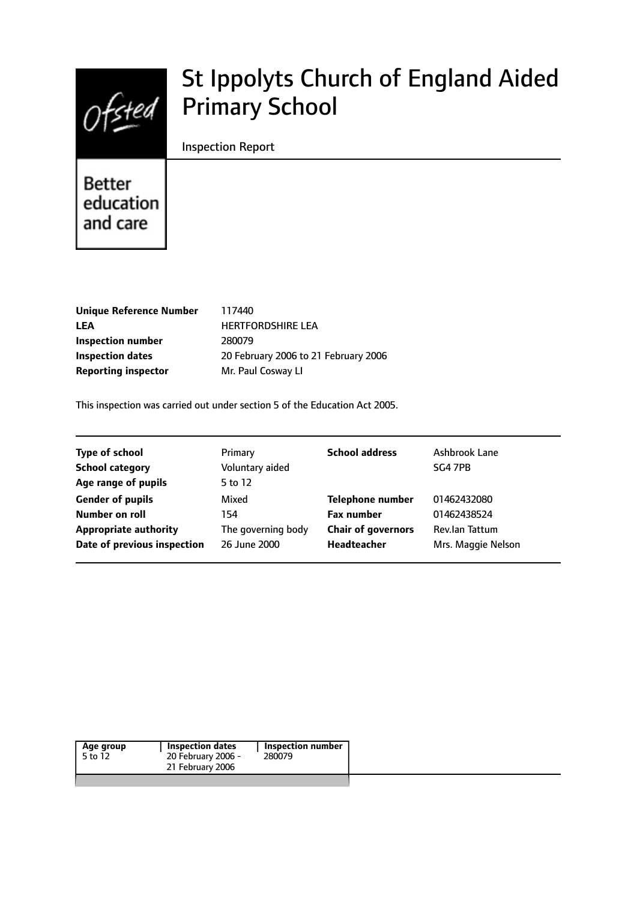# St Ippolyts Church of England Aided Primary School

Inspection Report

Better education and care

| | |
|---|---|
| **Unique Reference Number** | 117440 |
| **LEA** | HERTFORDSHIRE LEA |
| **Inspection number** | 280079 |
| **Inspection dates** | 20 February 2006 to 21 February 2006 |
| **Reporting inspector** | Mr. Paul Cosway LI |

This inspection was carried out under section 5 of the Education Act 2005.

| | | | |
|---|---|---|---|
| **Type of school** | Primary | **School address** | Ashbrook Lane |
| **School category** | Voluntary aided | | SG4 7PB |
| **Age range of pupils** | 5 to 12 | | |
| **Gender of pupils** | Mixed | **Telephone number** | 01462432080 |
| **Number on roll** | 154 | **Fax number** | 01462438524 |
| **Appropriate authority** | The governing body | **Chair of governors** | Rev.Ian Tattum |
| **Date of previous inspection** | 26 June 2000 | **Headteacher** | Mrs. Maggie Nelson |

| Age group | Inspection dates | Inspection number |
|---|---|---|
| 5 to 12 | 20 February 2006 - 21 February 2006 | 280079 |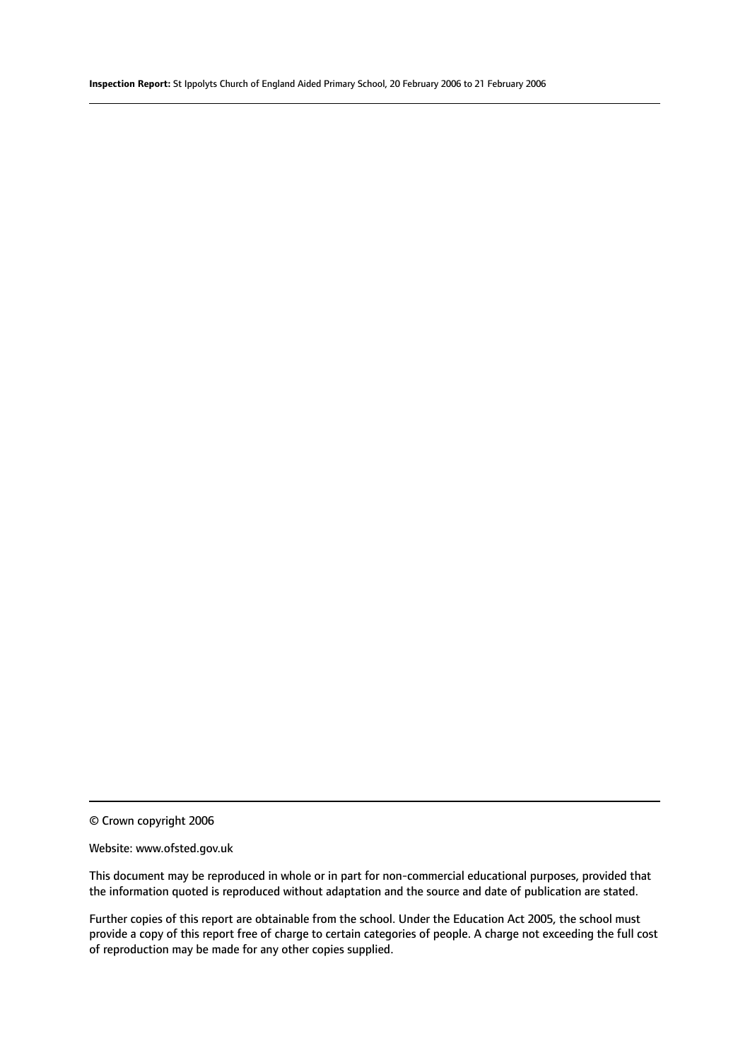© Crown copyright 2006

Website: www.ofsted.gov.uk

This document may be reproduced in whole or in part for non-commercial educational purposes, provided that the information quoted is reproduced without adaptation and the source and date of publication are stated.

Further copies of this report are obtainable from the school. Under the Education Act 2005, the school must provide a copy of this report free of charge to certain categories of people. A charge not exceeding the full cost of reproduction may be made for any other copies supplied.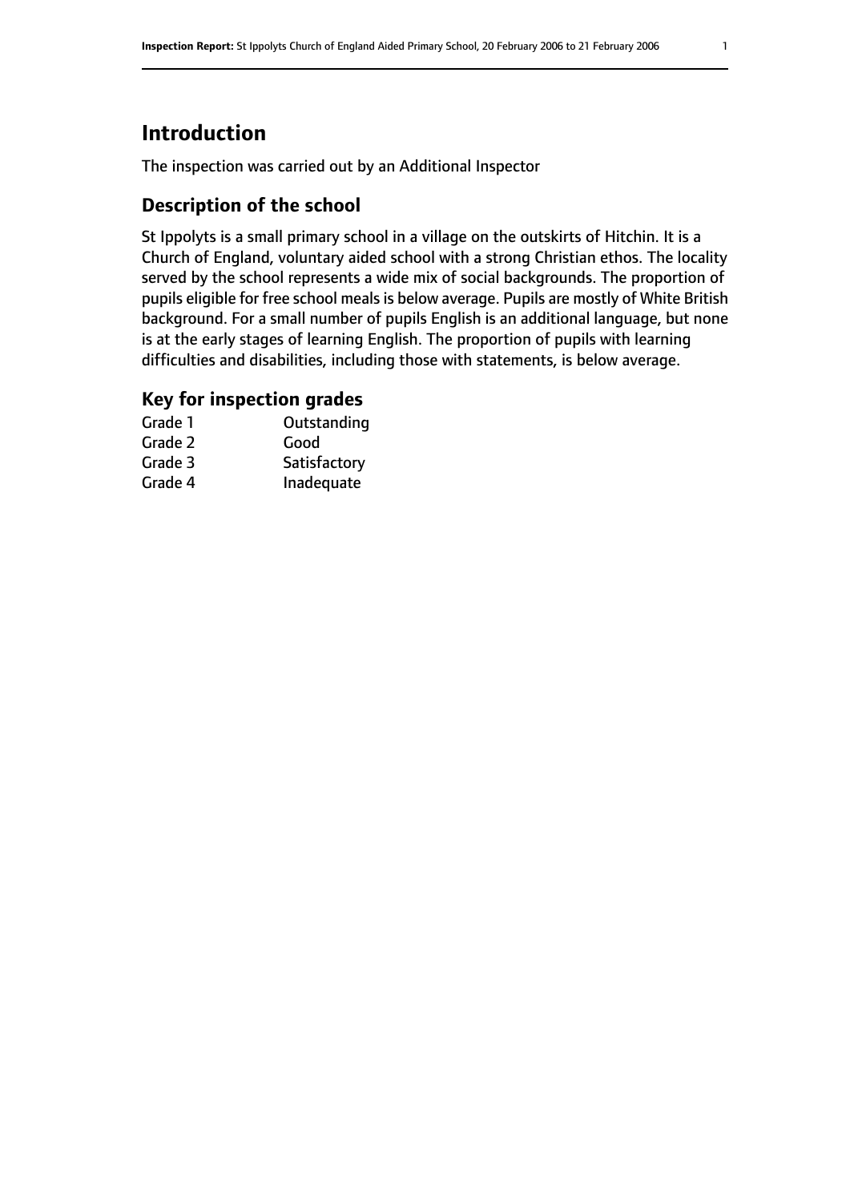# Introduction

The inspection was carried out by an Additional Inspector

## Description of the school

St Ippolyts is a small primary school in a village on the outskirts of Hitchin. It is a Church of England, voluntary aided school with a strong Christian ethos. The locality served by the school represents a wide mix of social backgrounds. The proportion of pupils eligible for free school meals is below average. Pupils are mostly of White British background. For a small number of pupils English is an additional language, but none is at the early stages of learning English. The proportion of pupils with learning difficulties and disabilities, including those with statements, is below average.

## Key for inspection grades

| | |
|---|---|
| Grade 1 | Outstanding |
| Grade 2 | Good |
| Grade 3 | Satisfactory |
| Grade 4 | Inadequate |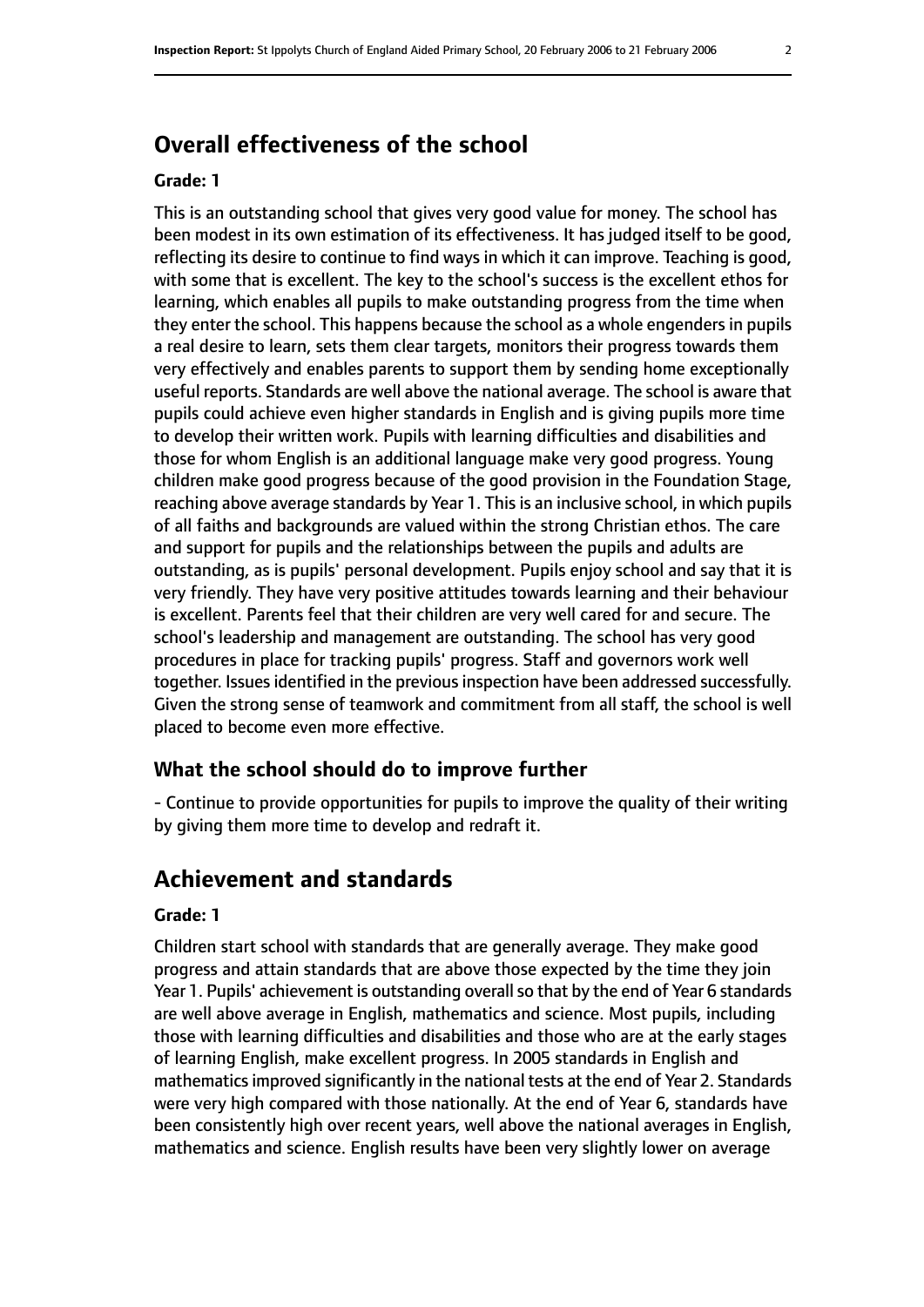## Overall effectiveness of the school

**Grade: 1**

This is an outstanding school that gives very good value for money. The school has been modest in its own estimation of its effectiveness. It has judged itself to be good, reflecting its desire to continue to find ways in which it can improve. Teaching is good, with some that is excellent. The key to the school's success is the excellent ethos for learning, which enables all pupils to make outstanding progress from the time when they enter the school. This happens because the school as a whole engenders in pupils a real desire to learn, sets them clear targets, monitors their progress towards them very effectively and enables parents to support them by sending home exceptionally useful reports. Standards are well above the national average. The school is aware that pupils could achieve even higher standards in English and is giving pupils more time to develop their written work. Pupils with learning difficulties and disabilities and those for whom English is an additional language make very good progress. Young children make good progress because of the good provision in the Foundation Stage, reaching above average standards by Year 1. This is an inclusive school, in which pupils of all faiths and backgrounds are valued within the strong Christian ethos. The care and support for pupils and the relationships between the pupils and adults are outstanding, as is pupils' personal development. Pupils enjoy school and say that it is very friendly. They have very positive attitudes towards learning and their behaviour is excellent. Parents feel that their children are very well cared for and secure. The school's leadership and management are outstanding. The school has very good procedures in place for tracking pupils' progress. Staff and governors work well together. Issues identified in the previous inspection have been addressed successfully. Given the strong sense of teamwork and commitment from all staff, the school is well placed to become even more effective.

### What the school should do to improve further

- Continue to provide opportunities for pupils to improve the quality of their writing by giving them more time to develop and redraft it.

## Achievement and standards

**Grade: 1**

Children start school with standards that are generally average. They make good progress and attain standards that are above those expected by the time they join Year 1. Pupils' achievement is outstanding overall so that by the end of Year 6 standards are well above average in English, mathematics and science. Most pupils, including those with learning difficulties and disabilities and those who are at the early stages of learning English, make excellent progress. In 2005 standards in English and mathematics improved significantly in the national tests at the end of Year 2. Standards were very high compared with those nationally. At the end of Year 6, standards have been consistently high over recent years, well above the national averages in English, mathematics and science. English results have been very slightly lower on average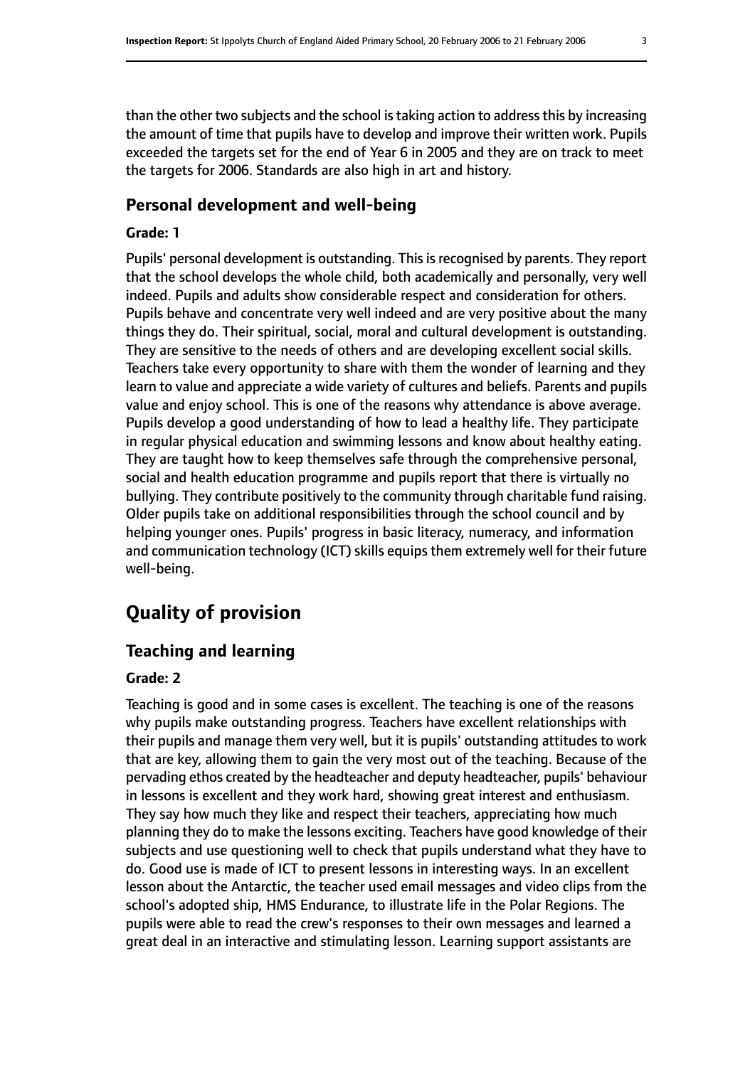than the other two subjects and the school is taking action to address this by increasing the amount of time that pupils have to develop and improve their written work. Pupils exceeded the targets set for the end of Year 6 in 2005 and they are on track to meet the targets for 2006. Standards are also high in art and history.

### Personal development and well-being

#### Grade: 1

Pupils' personal development is outstanding. This is recognised by parents. They report that the school develops the whole child, both academically and personally, very well indeed. Pupils and adults show considerable respect and consideration for others. Pupils behave and concentrate very well indeed and are very positive about the many things they do. Their spiritual, social, moral and cultural development is outstanding. They are sensitive to the needs of others and are developing excellent social skills. Teachers take every opportunity to share with them the wonder of learning and they learn to value and appreciate a wide variety of cultures and beliefs. Parents and pupils value and enjoy school. This is one of the reasons why attendance is above average. Pupils develop a good understanding of how to lead a healthy life. They participate in regular physical education and swimming lessons and know about healthy eating. They are taught how to keep themselves safe through the comprehensive personal, social and health education programme and pupils report that there is virtually no bullying. They contribute positively to the community through charitable fund raising. Older pupils take on additional responsibilities through the school council and by helping younger ones. Pupils' progress in basic literacy, numeracy, and information and communication technology (ICT) skills equips them extremely well for their future well-being.

## Quality of provision

### Teaching and learning

#### Grade: 2

Teaching is good and in some cases is excellent. The teaching is one of the reasons why pupils make outstanding progress. Teachers have excellent relationships with their pupils and manage them very well, but it is pupils' outstanding attitudes to work that are key, allowing them to gain the very most out of the teaching. Because of the pervading ethos created by the headteacher and deputy headteacher, pupils' behaviour in lessons is excellent and they work hard, showing great interest and enthusiasm. They say how much they like and respect their teachers, appreciating how much planning they do to make the lessons exciting. Teachers have good knowledge of their subjects and use questioning well to check that pupils understand what they have to do. Good use is made of ICT to present lessons in interesting ways. In an excellent lesson about the Antarctic, the teacher used email messages and video clips from the school's adopted ship, HMS Endurance, to illustrate life in the Polar Regions. The pupils were able to read the crew's responses to their own messages and learned a great deal in an interactive and stimulating lesson. Learning support assistants are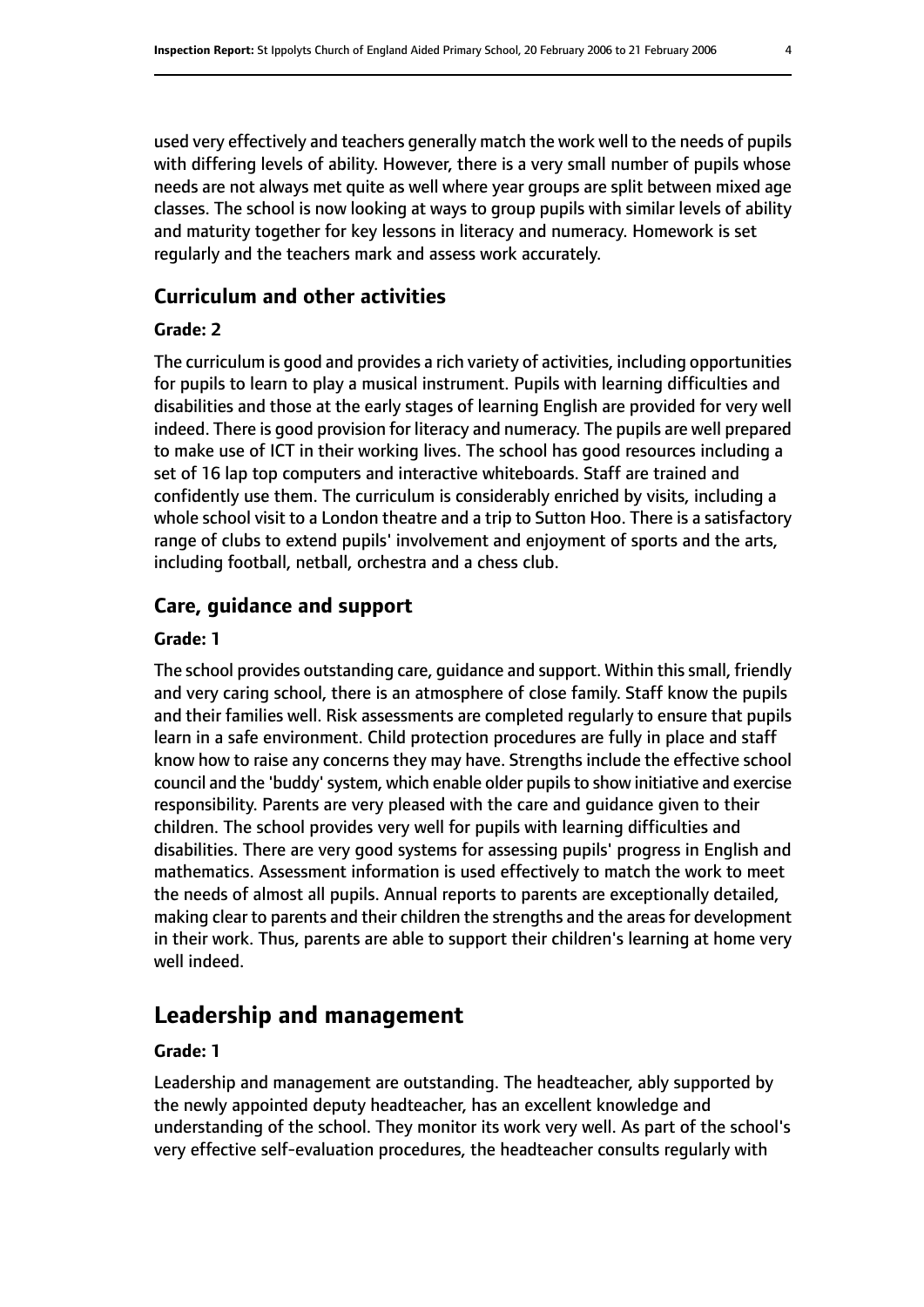used very effectively and teachers generally match the work well to the needs of pupils with differing levels of ability. However, there is a very small number of pupils whose needs are not always met quite as well where year groups are split between mixed age classes. The school is now looking at ways to group pupils with similar levels of ability and maturity together for key lessons in literacy and numeracy. Homework is set regularly and the teachers mark and assess work accurately.

### Curriculum and other activities

#### Grade: 2

The curriculum is good and provides a rich variety of activities, including opportunities for pupils to learn to play a musical instrument. Pupils with learning difficulties and disabilities and those at the early stages of learning English are provided for very well indeed. There is good provision for literacy and numeracy. The pupils are well prepared to make use of ICT in their working lives. The school has good resources including a set of 16 lap top computers and interactive whiteboards. Staff are trained and confidently use them. The curriculum is considerably enriched by visits, including a whole school visit to a London theatre and a trip to Sutton Hoo. There is a satisfactory range of clubs to extend pupils' involvement and enjoyment of sports and the arts, including football, netball, orchestra and a chess club.

### Care, guidance and support

#### Grade: 1

The school provides outstanding care, guidance and support. Within this small, friendly and very caring school, there is an atmosphere of close family. Staff know the pupils and their families well. Risk assessments are completed regularly to ensure that pupils learn in a safe environment. Child protection procedures are fully in place and staff know how to raise any concerns they may have. Strengths include the effective school council and the 'buddy' system, which enable older pupils to show initiative and exercise responsibility. Parents are very pleased with the care and guidance given to their children. The school provides very well for pupils with learning difficulties and disabilities. There are very good systems for assessing pupils' progress in English and mathematics. Assessment information is used effectively to match the work to meet the needs of almost all pupils. Annual reports to parents are exceptionally detailed, making clear to parents and their children the strengths and the areas for development in their work. Thus, parents are able to support their children's learning at home very well indeed.

## Leadership and management

#### Grade: 1

Leadership and management are outstanding. The headteacher, ably supported by the newly appointed deputy headteacher, has an excellent knowledge and understanding of the school. They monitor its work very well. As part of the school's very effective self-evaluation procedures, the headteacher consults regularly with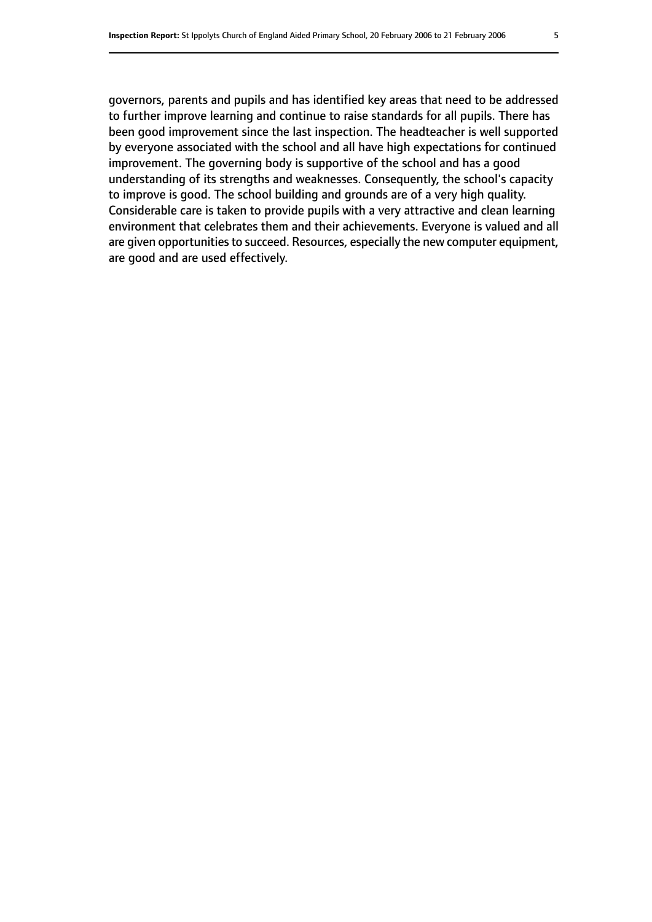governors, parents and pupils and has identified key areas that need to be addressed to further improve learning and continue to raise standards for all pupils. There has been good improvement since the last inspection. The headteacher is well supported by everyone associated with the school and all have high expectations for continued improvement. The governing body is supportive of the school and has a good understanding of its strengths and weaknesses. Consequently, the school's capacity to improve is good. The school building and grounds are of a very high quality. Considerable care is taken to provide pupils with a very attractive and clean learning environment that celebrates them and their achievements. Everyone is valued and all are given opportunities to succeed. Resources, especially the new computer equipment, are good and are used effectively.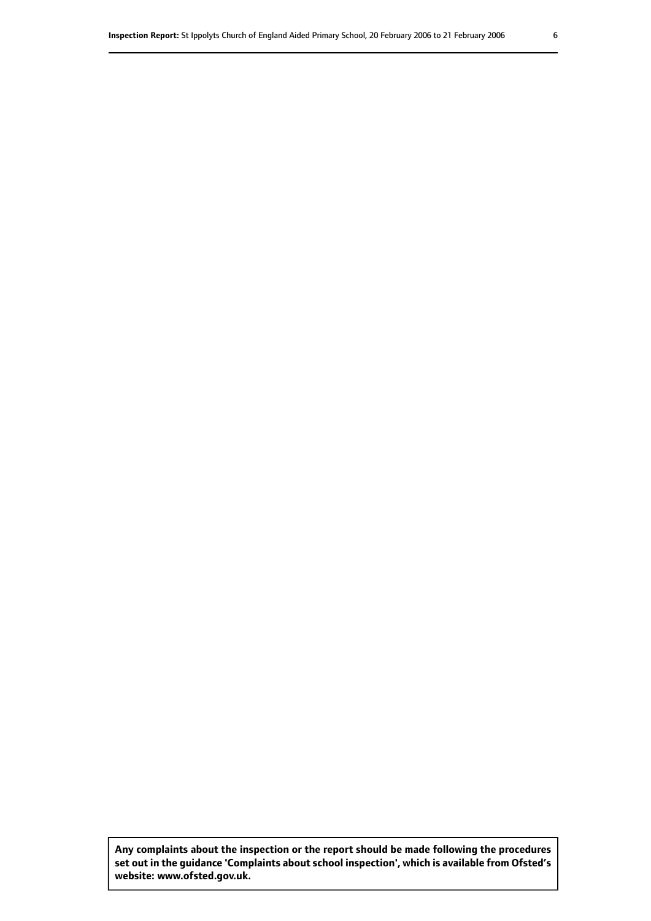**Any complaints about the inspection or the report should be made following the procedures set out in the guidance 'Complaints about school inspection', which is available from Ofsted's website: www.ofsted.gov.uk.**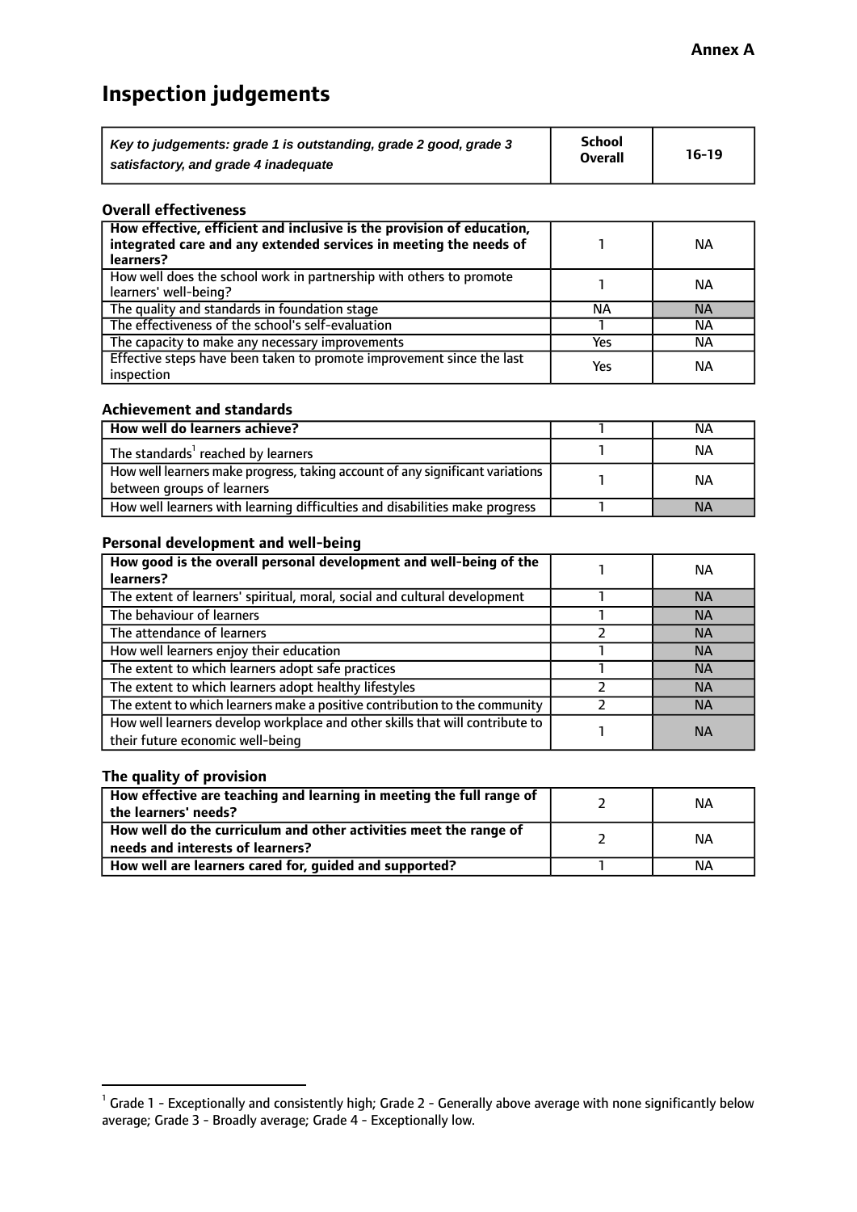**Annex A**

# Inspection judgements

| *Key to judgements: grade 1 is outstanding, grade 2 good, grade 3 satisfactory, and grade 4 inadequate* | **School Overall** | **16-19** |
|---|---|---|

### Overall effectiveness

| | | |
|---|---|---|
| **How effective, efficient and inclusive is the provision of education, integrated care and any extended services in meeting the needs of learners?** | 1 | NA |
| How well does the school work in partnership with others to promote learners' well-being? | 1 | NA |
| The quality and standards in foundation stage | NA | NA |
| The effectiveness of the school's self-evaluation | 1 | NA |
| The capacity to make any necessary improvements | Yes | NA |
| Effective steps have been taken to promote improvement since the last inspection | Yes | NA |

### Achievement and standards

| | | |
|---|---|---|
| **How well do learners achieve?** | 1 | NA |
| The standards[1] reached by learners | 1 | NA |
| How well learners make progress, taking account of any significant variations between groups of learners | 1 | NA |
| How well learners with learning difficulties and disabilities make progress | 1 | NA |

### Personal development and well-being

| | | |
|---|---|---|
| **How good is the overall personal development and well-being of the learners?** | 1 | NA |
| The extent of learners' spiritual, moral, social and cultural development | 1 | NA |
| The behaviour of learners | 1 | NA |
| The attendance of learners | 2 | NA |
| How well learners enjoy their education | 1 | NA |
| The extent to which learners adopt safe practices | 1 | NA |
| The extent to which learners adopt healthy lifestyles | 2 | NA |
| The extent to which learners make a positive contribution to the community | 2 | NA |
| How well learners develop workplace and other skills that will contribute to their future economic well-being | 1 | NA |

### The quality of provision

| | | |
|---|---|---|
| **How effective are teaching and learning in meeting the full range of the learners' needs?** | 2 | NA |
| **How well do the curriculum and other activities meet the range of needs and interests of learners?** | 2 | NA |
| **How well are learners cared for, guided and supported?** | 1 | NA |

[1] Grade 1 - Exceptionally and consistently high; Grade 2 - Generally above average with none significantly below average; Grade 3 - Broadly average; Grade 4 - Exceptionally low.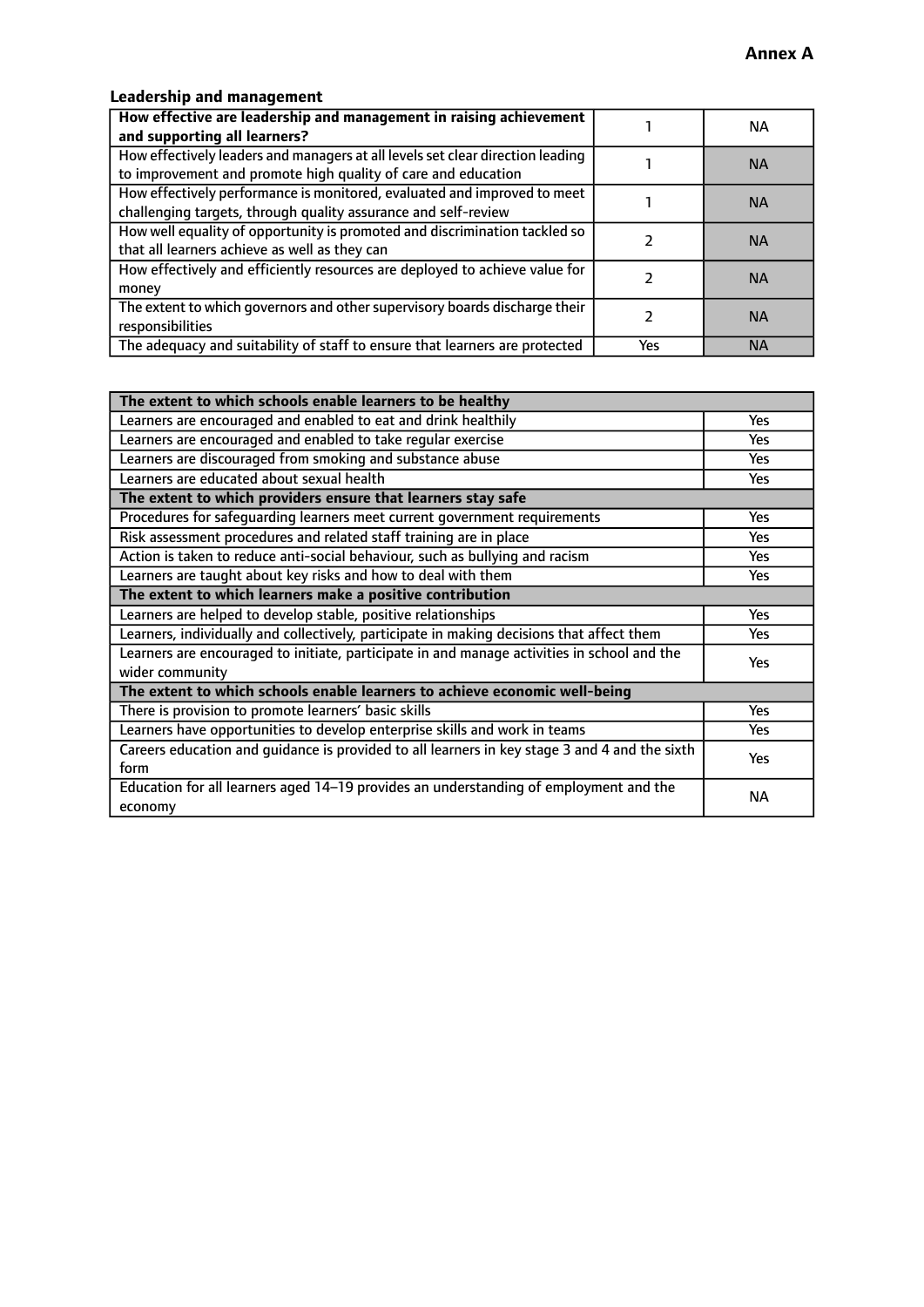**Annex A**

### Leadership and management

| | | |
|---|---|---|
| **How effective are leadership and management in raising achievement and supporting all learners?** | 1 | NA |
| How effectively leaders and managers at all levels set clear direction leading to improvement and promote high quality of care and education | 1 | NA |
| How effectively performance is monitored, evaluated and improved to meet challenging targets, through quality assurance and self-review | 1 | NA |
| How well equality of opportunity is promoted and discrimination tackled so that all learners achieve as well as they can | 2 | NA |
| How effectively and efficiently resources are deployed to achieve value for money | 2 | NA |
| The extent to which governors and other supervisory boards discharge their responsibilities | 2 | NA |
| The adequacy and suitability of staff to ensure that learners are protected | Yes | NA |

| | |
|---|---|
| **The extent to which schools enable learners to be healthy** | |
| Learners are encouraged and enabled to eat and drink healthily | Yes |
| Learners are encouraged and enabled to take regular exercise | Yes |
| Learners are discouraged from smoking and substance abuse | Yes |
| Learners are educated about sexual health | Yes |
| **The extent to which providers ensure that learners stay safe** | |
| Procedures for safeguarding learners meet current government requirements | Yes |
| Risk assessment procedures and related staff training are in place | Yes |
| Action is taken to reduce anti-social behaviour, such as bullying and racism | Yes |
| Learners are taught about key risks and how to deal with them | Yes |
| **The extent to which learners make a positive contribution** | |
| Learners are helped to develop stable, positive relationships | Yes |
| Learners, individually and collectively, participate in making decisions that affect them | Yes |
| Learners are encouraged to initiate, participate in and manage activities in school and the wider community | Yes |
| **The extent to which schools enable learners to achieve economic well-being** | |
| There is provision to promote learners' basic skills | Yes |
| Learners have opportunities to develop enterprise skills and work in teams | Yes |
| Careers education and guidance is provided to all learners in key stage 3 and 4 and the sixth form | Yes |
| Education for all learners aged 14–19 provides an understanding of employment and the economy | NA |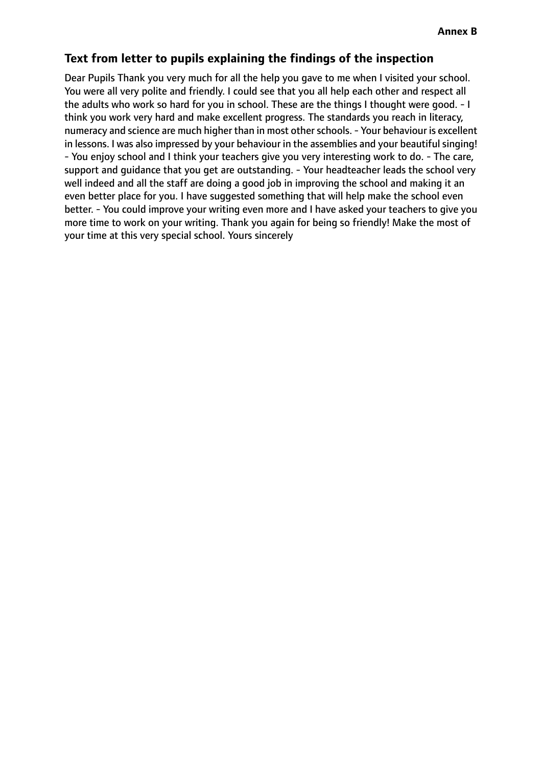**Annex B**

## Text from letter to pupils explaining the findings of the inspection

Dear Pupils Thank you very much for all the help you gave to me when I visited your school. You were all very polite and friendly. I could see that you all help each other and respect all the adults who work so hard for you in school. These are the things I thought were good. - I think you work very hard and make excellent progress. The standards you reach in literacy, numeracy and science are much higher than in most other schools. - Your behaviour is excellent in lessons. I was also impressed by your behaviour in the assemblies and your beautiful singing! - You enjoy school and I think your teachers give you very interesting work to do. - The care, support and guidance that you get are outstanding. - Your headteacher leads the school very well indeed and all the staff are doing a good job in improving the school and making it an even better place for you. I have suggested something that will help make the school even better. - You could improve your writing even more and I have asked your teachers to give you more time to work on your writing. Thank you again for being so friendly! Make the most of your time at this very special school. Yours sincerely